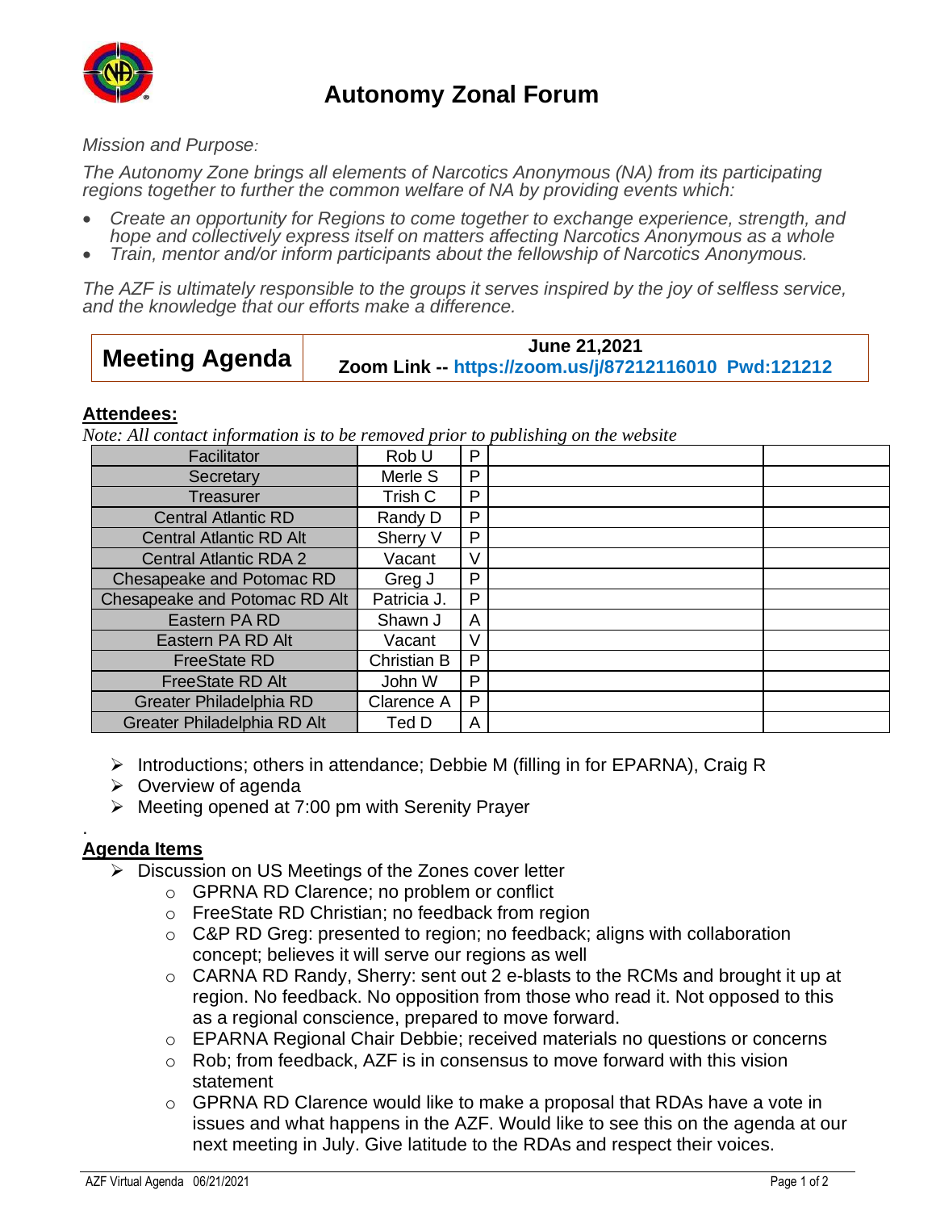# Autonomy Zonal Forum

*Mission and Purpose:*

*The Autonomy Zone brings all elements of Narcotics Anonymous (NA) from its participating regions together to further the common welfare of NA by providing events which:*

- *Create an opportunity for Regions to come together to exchange experience, strength, and hope and collectively express itself on matters affecting Narcotics Anonymous as a whole*
- *Train, mentor and/or inform participants about the fellowship of Narcotics Anonymous.*

*The AZF is ultimately responsible to the groups it serves inspired by the joy of selfless service, and the knowledge that our efforts make a difference.*

| **Meeting Agenda** | **June 21,2021**<br>**Zoom Link -- https://zoom.us/j/87212116010 Pwd:121212** |
|---|---|

## Attendees:

*Note: All contact information is to be removed prior to publishing on the website*

| Facilitator | Rob U | P | | |
|---|---|---|---|---|
| Secretary | Merle S | P | | |
| Treasurer | Trish C | P | | |
| Central Atlantic RD | Randy D | P | | |
| Central Atlantic RD Alt | Sherry V | P | | |
| Central Atlantic RDA 2 | Vacant | V | | |
| Chesapeake and Potomac RD | Greg J | P | | |
| Chesapeake and Potomac RD Alt | Patricia J. | P | | |
| Eastern PA RD | Shawn J | A | | |
| Eastern PA RD Alt | Vacant | V | | |
| FreeState RD | Christian B | P | | |
| FreeState RD Alt | John W | P | | |
| Greater Philadelphia RD | Clarence A | P | | |
| Greater Philadelphia RD Alt | Ted D | A | | |

- Introductions; others in attendance; Debbie M (filling in for EPARNA), Craig R
- Overview of agenda
- Meeting opened at 7:00 pm with Serenity Prayer

.

## Agenda Items

- Discussion on US Meetings of the Zones cover letter
  - GPRNA RD Clarence; no problem or conflict
  - FreeState RD Christian; no feedback from region
  - C&P RD Greg: presented to region; no feedback; aligns with collaboration concept; believes it will serve our regions as well
  - CARNA RD Randy, Sherry: sent out 2 e-blasts to the RCMs and brought it up at region. No feedback. No opposition from those who read it. Not opposed to this as a regional conscience, prepared to move forward.
  - EPARNA Regional Chair Debbie; received materials no questions or concerns
  - Rob; from feedback, AZF is in consensus to move forward with this vision statement
  - GPRNA RD Clarence would like to make a proposal that RDAs have a vote in issues and what happens in the AZF. Would like to see this on the agenda at our next meeting in July. Give latitude to the RDAs and respect their voices.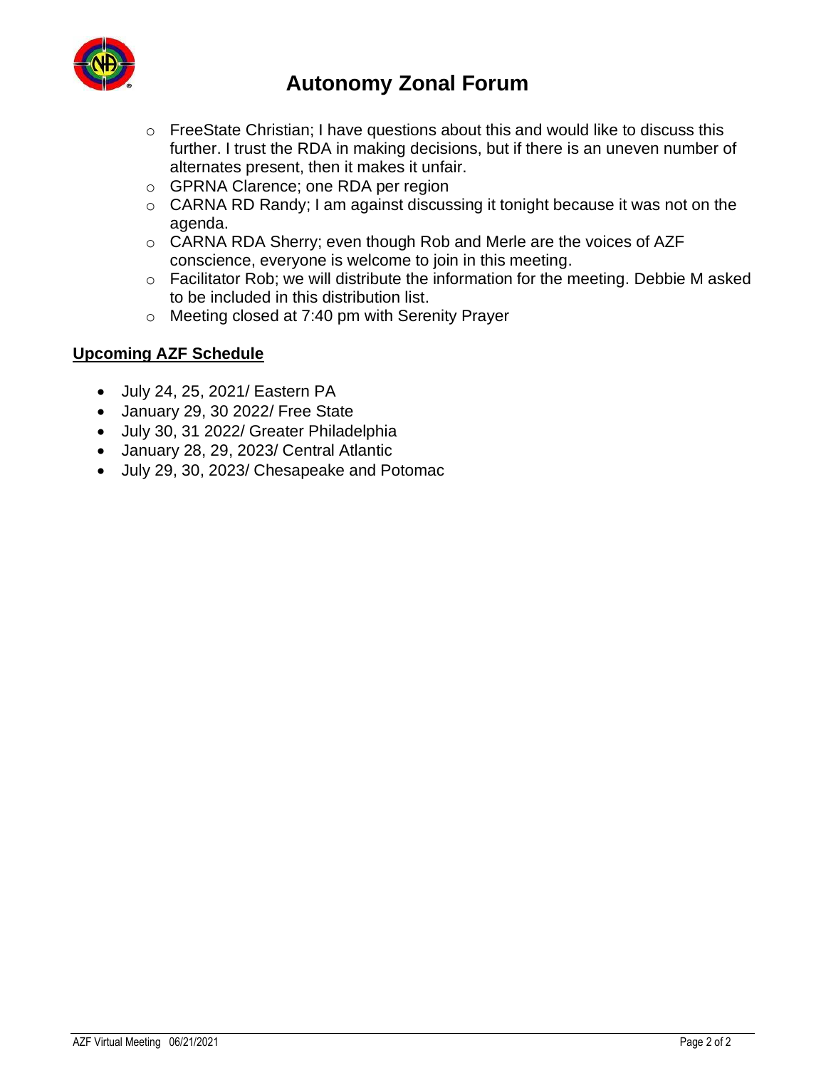# Autonomy Zonal Forum

- FreeState Christian; I have questions about this and would like to discuss this further. I trust the RDA in making decisions, but if there is an uneven number of alternates present, then it makes it unfair.
- GPRNA Clarence; one RDA per region
- CARNA RD Randy; I am against discussing it tonight because it was not on the agenda.
- CARNA RDA Sherry; even though Rob and Merle are the voices of AZF conscience, everyone is welcome to join in this meeting.
- Facilitator Rob; we will distribute the information for the meeting. Debbie M asked to be included in this distribution list.
- Meeting closed at 7:40 pm with Serenity Prayer

## Upcoming AZF Schedule

- July 24, 25, 2021/ Eastern PA
- January 29, 30 2022/ Free State
- July 30, 31 2022/ Greater Philadelphia
- January 28, 29, 2023/ Central Atlantic
- July 29, 30, 2023/ Chesapeake and Potomac